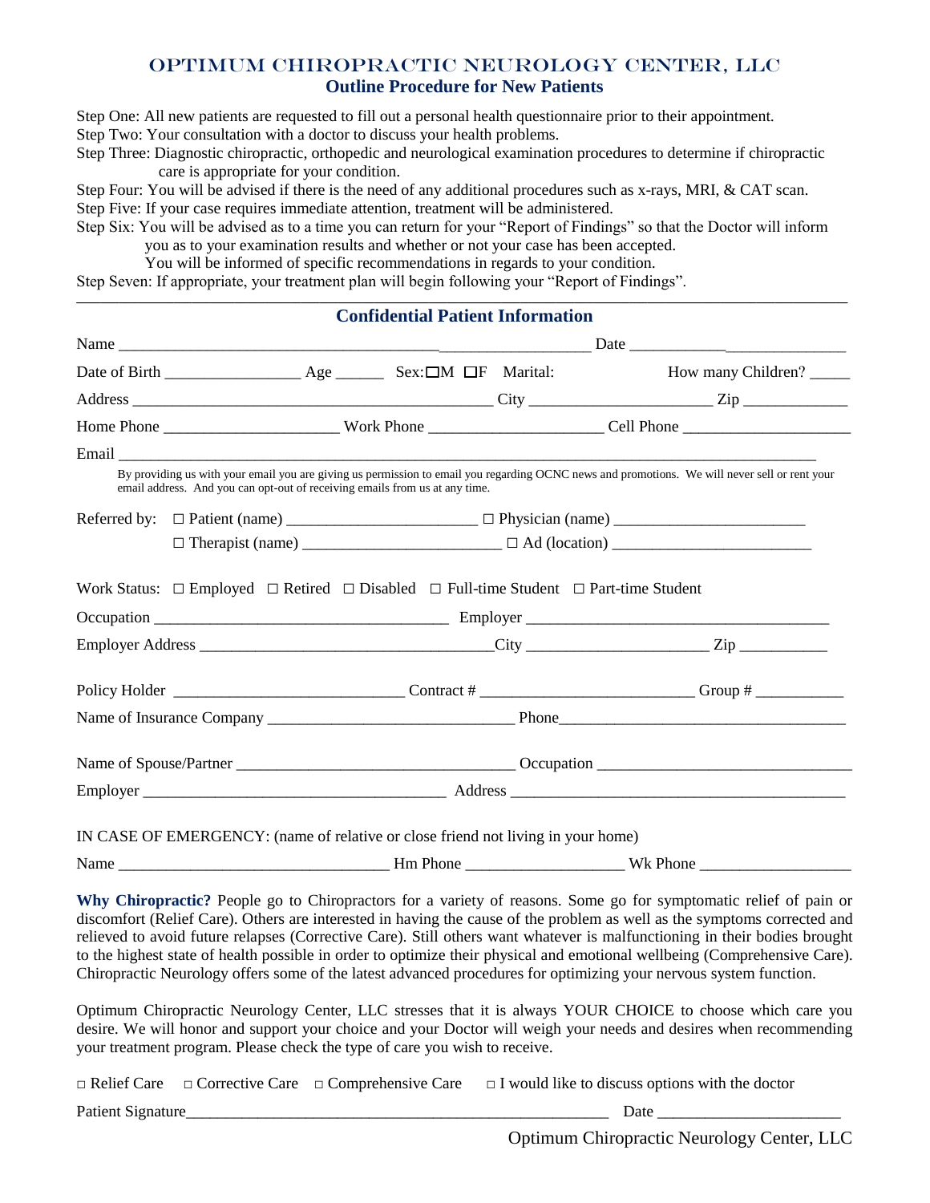# OPTIMUM CHIROPRACTIC NEUROLOGY CENTER, LLC

## Outline Procedure for New Patients

Step One: All new patients are requested to fill out a personal health questionnaire prior to their appointment.
Step Two: Your consultation with a doctor to discuss your health problems.
Step Three: Diagnostic chiropractic, orthopedic and neurological examination procedures to determine if chiropractic care is appropriate for your condition.
Step Four: You will be advised if there is the need of any additional procedures such as x-rays, MRI, & CAT scan.
Step Five: If your case requires immediate attention, treatment will be administered.
Step Six: You will be advised as to a time you can return for your "Report of Findings" so that the Doctor will inform you as to your examination results and whether or not your case has been accepted.
You will be informed of specific recommendations in regards to your condition.
Step Seven: If appropriate, your treatment plan will begin following your "Report of Findings".

---

## Confidential Patient Information

Name ______________________________________________________________ Date ___________________________

Date of Birth ________________ Age ______ Sex: ☐M ☐F Marital: How many Children? _____

Address ____________________________________________ City _____________________ Zip _____________

Home Phone _____________________ Work Phone _____________________ Cell Phone _____________________

Email ____________________________________________________________________________________________

By providing us with your email you are giving us permission to email you regarding OCNC news and promotions. We will never sell or rent your email address. And you can opt-out of receiving emails from us at any time.

Referred by: ☐ Patient (name) ______________________ ☐ Physician (name) _______________________
☐ Therapist (name) ________________________ ☐ Ad (location) ________________________

Work Status: ☐ Employed ☐ Retired ☐ Disabled ☐ Full-time Student ☐ Part-time Student

Occupation ___________________________________ Employer _____________________________________

Employer Address ___________________________________City _____________________ Zip ___________

Policy Holder ____________________________ Contract # __________________________ Group # ___________

Name of Insurance Company ______________________________ Phone___________________________________

Name of Spouse/Partner __________________________________ Occupation _______________________________

Employer ______________________________________ Address _________________________________________

IN CASE OF EMERGENCY: (name of relative or close friend not living in your home)

Name _________________________________ Hm Phone ___________________ Wk Phone ___________________

**Why Chiropractic?** People go to Chiropractors for a variety of reasons. Some go for symptomatic relief of pain or discomfort (Relief Care). Others are interested in having the cause of the problem as well as the symptoms corrected and relieved to avoid future relapses (Corrective Care). Still others want whatever is malfunctioning in their bodies brought to the highest state of health possible in order to optimize their physical and emotional wellbeing (Comprehensive Care). Chiropractic Neurology offers some of the latest advanced procedures for optimizing your nervous system function.

Optimum Chiropractic Neurology Center, LLC stresses that it is always YOUR CHOICE to choose which care you desire. We will honor and support your choice and your Doctor will weigh your needs and desires when recommending your treatment program. Please check the type of care you wish to receive.

☐ Relief Care ☐ Corrective Care ☐ Comprehensive Care ☐ I would like to discuss options with the doctor

Patient Signature_____________________________________________________ Date ______________________

Optimum Chiropractic Neurology Center, LLC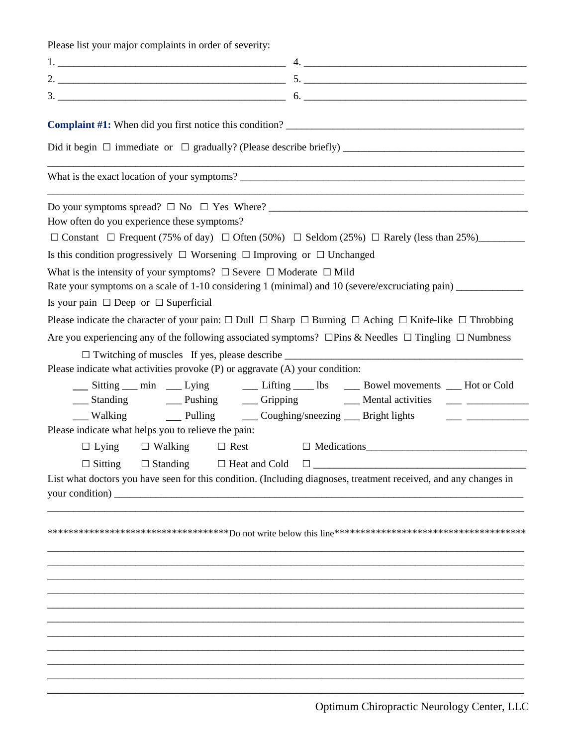Please list your major complaints in order of severity:

1. ____________________________________________ 4. ____________________________________________
2. ____________________________________________ 5. ____________________________________________
3. ____________________________________________ 6. ____________________________________________

**Complaint #1:** When did you first notice this condition? ____________________________________________

Did it begin ☐ immediate or ☐ gradually? (Please describe briefly) ________________________________

____________________________________________________________________________________________

What is the exact location of your symptoms? ________________________________________________________

____________________________________________________________________________________________

Do your symptoms spread? ☐ No ☐ Yes Where? ____________________________________________________

How often do you experience these symptoms?

☐ Constant ☐ Frequent (75% of day) ☐ Often (50%) ☐ Seldom (25%) ☐ Rarely (less than 25%)_________

Is this condition progressively ☐ Worsening ☐ Improving or ☐ Unchanged

What is the intensity of your symptoms? ☐ Severe ☐ Moderate ☐ Mild

Rate your symptoms on a scale of 1-10 considering 1 (minimal) and 10 (severe/excruciating pain) _____________

Is your pain ☐ Deep or ☐ Superficial

Please indicate the character of your pain: ☐ Dull ☐ Sharp ☐ Burning ☐ Aching ☐ Knife-like ☐ Throbbing

Are you experiencing any of the following associated symptoms? ☐Pins & Needles ☐ Tingling ☐ Numbness

☐ Twitching of muscles If yes, please describe ________________________________________________

Please indicate what activities provoke (P) or aggravate (A) your condition:

___ Sitting ___ min ___ Lying ___ Lifting ____ lbs ___ Bowel movements ___ Hot or Cold

___ Standing ___ Pushing ___ Gripping ___ Mental activities ___ ____________

___ Walking ___ Pulling ___ Coughing/sneezing ___ Bright lights ___ ____________

Please indicate what helps you to relieve the pain:

☐ Lying ☐ Walking ☐ Rest ☐ Medications______________________________

☐ Sitting ☐ Standing ☐ Heat and Cold ☐ __________________________________________

List what doctors you have seen for this condition. (Including diagnoses, treatment received, and any changes in your condition) ______________________________________________________________________________

____________________________________________________________________________________________

************************************Do not write below this line**************************************

____________________________________________________________________________________________

____________________________________________________________________________________________

____________________________________________________________________________________________

____________________________________________________________________________________________

____________________________________________________________________________________________

____________________________________________________________________________________________

____________________________________________________________________________________________

____________________________________________________________________________________________

____________________________________________________________________________________________

____________________________________________________________________________________________

____________________________________________________________________________________________

Optimum Chiropractic Neurology Center, LLC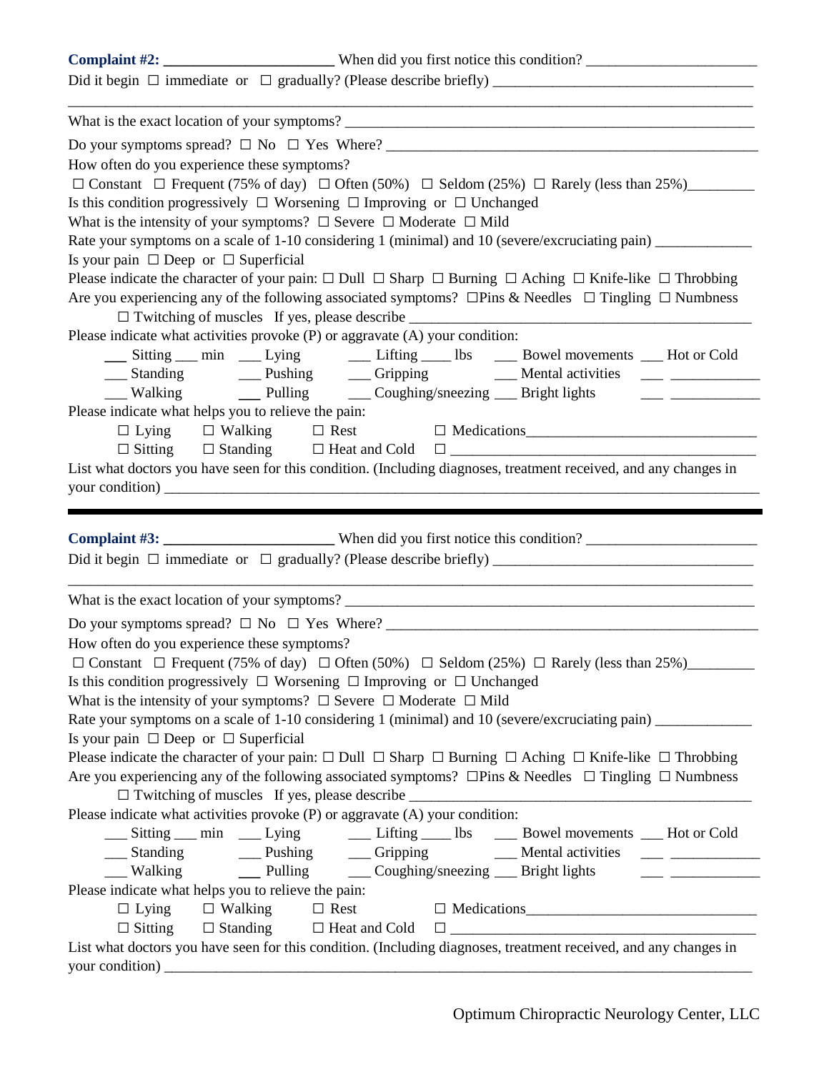**Complaint #2:** ______________________ When did you first notice this condition? ______________________

Did it begin ☐ immediate or ☐ gradually? (Please describe briefly) __________________________________

____________________________________________________________________________________________

What is the exact location of your symptoms? ____________________________________________________

Do your symptoms spread? ☐ No ☐ Yes Where? _________________________________________________

How often do you experience these symptoms?

☐ Constant ☐ Frequent (75% of day) ☐ Often (50%) ☐ Seldom (25%) ☐ Rarely (less than 25%)_________

Is this condition progressively ☐ Worsening ☐ Improving or ☐ Unchanged

What is the intensity of your symptoms? ☐ Severe ☐ Moderate ☐ Mild

Rate your symptoms on a scale of 1-10 considering 1 (minimal) and 10 (severe/excruciating pain) _____________

Is your pain ☐ Deep or ☐ Superficial

Please indicate the character of your pain: ☐ Dull ☐ Sharp ☐ Burning ☐ Aching ☐ Knife-like ☐ Throbbing

Are you experiencing any of the following associated symptoms? ☐Pins & Needles ☐ Tingling ☐ Numbness

☐ Twitching of muscles If yes, please describe ______________________________________________

Please indicate what activities provoke (P) or aggravate (A) your condition:

___ Sitting ___ min ___ Lying ___ Lifting ____ lbs ___ Bowel movements ___ Hot or Cold

___ Standing ___ Pushing ___ Gripping ___ Mental activities ___ ____________

___ Walking ___ Pulling ___ Coughing/sneezing ___ Bright lights ___ ____________

Please indicate what helps you to relieve the pain:

☐ Lying ☐ Walking ☐ Rest ☐ Medications______________________________

☐ Sitting ☐ Standing ☐ Heat and Cold ☐ ________________________________________

List what doctors you have seen for this condition. (Including diagnoses, treatment received, and any changes in your condition) ________________________________________________________________________________

---

**Complaint #3:** ______________________ When did you first notice this condition? ______________________

Did it begin ☐ immediate or ☐ gradually? (Please describe briefly) __________________________________

____________________________________________________________________________________________

What is the exact location of your symptoms? ____________________________________________________

Do your symptoms spread? ☐ No ☐ Yes Where? _________________________________________________

How often do you experience these symptoms?

☐ Constant ☐ Frequent (75% of day) ☐ Often (50%) ☐ Seldom (25%) ☐ Rarely (less than 25%)_________

Is this condition progressively ☐ Worsening ☐ Improving or ☐ Unchanged

What is the intensity of your symptoms? ☐ Severe ☐ Moderate ☐ Mild

Rate your symptoms on a scale of 1-10 considering 1 (minimal) and 10 (severe/excruciating pain) _____________

Is your pain ☐ Deep or ☐ Superficial

Please indicate the character of your pain: ☐ Dull ☐ Sharp ☐ Burning ☐ Aching ☐ Knife-like ☐ Throbbing

Are you experiencing any of the following associated symptoms? ☐Pins & Needles ☐ Tingling ☐ Numbness

☐ Twitching of muscles If yes, please describe ______________________________________________

Please indicate what activities provoke (P) or aggravate (A) your condition:

___ Sitting ___ min ___ Lying ___ Lifting ____ lbs ___ Bowel movements ___ Hot or Cold

___ Standing ___ Pushing ___ Gripping ___ Mental activities ___ ____________

___ Walking ___ Pulling ___ Coughing/sneezing ___ Bright lights ___ ____________

Please indicate what helps you to relieve the pain:

☐ Lying ☐ Walking ☐ Rest ☐ Medications______________________________

☐ Sitting ☐ Standing ☐ Heat and Cold ☐ ________________________________________

List what doctors you have seen for this condition. (Including diagnoses, treatment received, and any changes in your condition) ________________________________________________________________________________

Optimum Chiropractic Neurology Center, LLC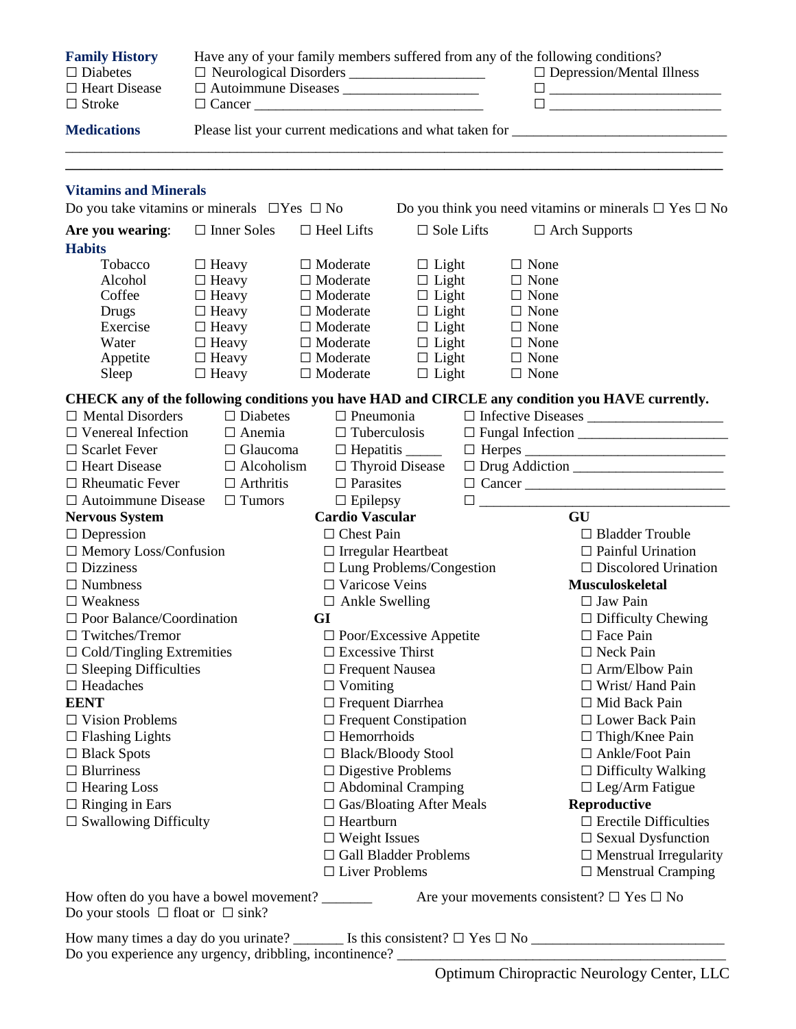**Family History** Have any of your family members suffered from any of the following conditions?

☐ Diabetes ☐ Neurological Disorders __________________ ☐ Depression/Mental Illness

☐ Heart Disease ☐ Autoimmune Diseases __________________ ☐ ______________________

☐ Stroke ☐ Cancer ______________________________ ☐ ______________________

**Medications** Please list your current medications and what taken for ____________________________

__________________________________________________________________________________

__________________________________________________________________________________

**Vitamins and Minerals**

Do you take vitamins or minerals ☐Yes ☐ No Do you think you need vitamins or minerals ☐ Yes ☐ No

**Are you wearing**: ☐ Inner Soles ☐ Heel Lifts ☐ Sole Lifts ☐ Arch Supports

**Habits**

| | | | | |
|---|---|---|---|---|
| Tobacco | ☐ Heavy | ☐ Moderate | ☐ Light | ☐ None |
| Alcohol | ☐ Heavy | ☐ Moderate | ☐ Light | ☐ None |
| Coffee | ☐ Heavy | ☐ Moderate | ☐ Light | ☐ None |
| Drugs | ☐ Heavy | ☐ Moderate | ☐ Light | ☐ None |
| Exercise | ☐ Heavy | ☐ Moderate | ☐ Light | ☐ None |
| Water | ☐ Heavy | ☐ Moderate | ☐ Light | ☐ None |
| Appetite | ☐ Heavy | ☐ Moderate | ☐ Light | ☐ None |
| Sleep | ☐ Heavy | ☐ Moderate | ☐ Light | ☐ None |

**CHECK any of the following conditions you have HAD and CIRCLE any condition you HAVE currently.**

| | | | |
|---|---|---|---|
| ☐ Mental Disorders | ☐ Diabetes | ☐ Pneumonia | ☐ Infective Diseases __________________ |
| ☐ Venereal Infection | ☐ Anemia | ☐ Tuberculosis | ☐ Fungal Infection ____________________ |
| ☐ Scarlet Fever | ☐ Glaucoma | ☐ Hepatitis _____ | ☐ Herpes ___________________________ |
| ☐ Heart Disease | ☐ Alcoholism | ☐ Thyroid Disease | ☐ Drug Addiction ____________________ |
| ☐ Rheumatic Fever | ☐ Arthritis | ☐ Parasites | ☐ Cancer ___________________________ |
| ☐ Autoimmune Disease | ☐ Tumors | ☐ Epilepsy | ☐ ___________________________________ |

**Nervous System**

☐ Depression
☐ Memory Loss/Confusion
☐ Dizziness
☐ Numbness
☐ Weakness
☐ Poor Balance/Coordination
☐ Twitches/Tremor
☐ Cold/Tingling Extremities
☐ Sleeping Difficulties
☐ Headaches

**EENT**

☐ Vision Problems
☐ Flashing Lights
☐ Black Spots
☐ Blurriness
☐ Hearing Loss
☐ Ringing in Ears
☐ Swallowing Difficulty

**Cardio Vascular**

☐ Chest Pain
☐ Irregular Heartbeat
☐ Lung Problems/Congestion
☐ Varicose Veins
☐ Ankle Swelling

**GI**

☐ Poor/Excessive Appetite
☐ Excessive Thirst
☐ Frequent Nausea
☐ Vomiting
☐ Frequent Diarrhea
☐ Frequent Constipation
☐ Hemorrhoids
☐ Black/Bloody Stool
☐ Digestive Problems
☐ Abdominal Cramping
☐ Gas/Bloating After Meals
☐ Heartburn
☐ Weight Issues
☐ Gall Bladder Problems
☐ Liver Problems

**GU**

☐ Bladder Trouble
☐ Painful Urination
☐ Discolored Urination

**Musculoskeletal**

☐ Jaw Pain
☐ Difficulty Chewing
☐ Face Pain
☐ Neck Pain
☐ Arm/Elbow Pain
☐ Wrist/ Hand Pain
☐ Mid Back Pain
☐ Lower Back Pain
☐ Thigh/Knee Pain
☐ Ankle/Foot Pain
☐ Difficulty Walking
☐ Leg/Arm Fatigue

**Reproductive**

☐ Erectile Difficulties
☐ Sexual Dysfunction
☐ Menstrual Irregularity
☐ Menstrual Cramping

How often do you have a bowel movement? _______ Are your movements consistent? ☐ Yes ☐ No
Do your stools ☐ float or ☐ sink?

How many times a day do you urinate? _______ Is this consistent? ☐ Yes ☐ No __________________________
Do you experience any urgency, dribbling, incontinence? ______________________________________________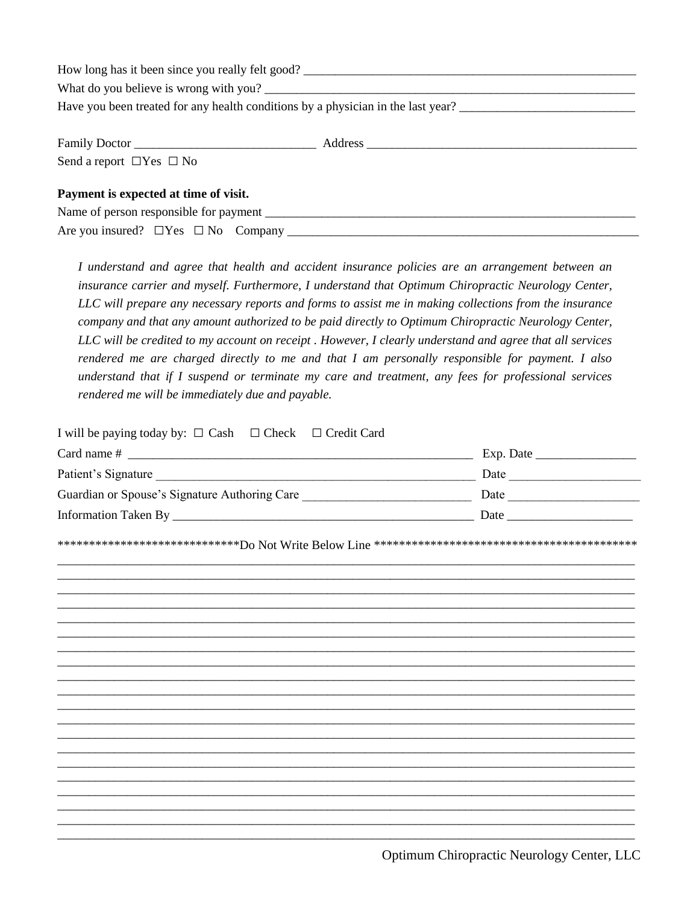How long has it been since you really felt good? ______________________________________________________

What do you believe is wrong with you? ______________________________________________________________

Have you been treated for any health conditions by a physician in the last year? ____________________________

Family Doctor _____________________________ Address ___________________________________________

Send a report ☐Yes ☐ No

**Payment is expected at time of visit.**

Name of person responsible for payment _____________________________________________________________

Are you insured? ☐Yes ☐ No Company _____________________________________________________________

*I understand and agree that health and accident insurance policies are an arrangement between an insurance carrier and myself. Furthermore, I understand that Optimum Chiropractic Neurology Center, LLC will prepare any necessary reports and forms to assist me in making collections from the insurance company and that any amount authorized to be paid directly to Optimum Chiropractic Neurology Center, LLC will be credited to my account on receipt . However, I clearly understand and agree that all services rendered me are charged directly to me and that I am personally responsible for payment. I also understand that if I suspend or terminate my care and treatment, any fees for professional services rendered me will be immediately due and payable.*

I will be paying today by: ☐ Cash ☐ Check ☐ Credit Card

Card name # _______________________________________________________ Exp. Date ________________

Patient's Signature ___________________________________________________ Date ____________________

Guardian or Spouse's Signature Authoring Care ___________________________ Date ____________________

Information Taken By _________________________________________________ Date ___________________

*****************************Do Not Write Below Line ******************************************

Optimum Chiropractic Neurology Center, LLC